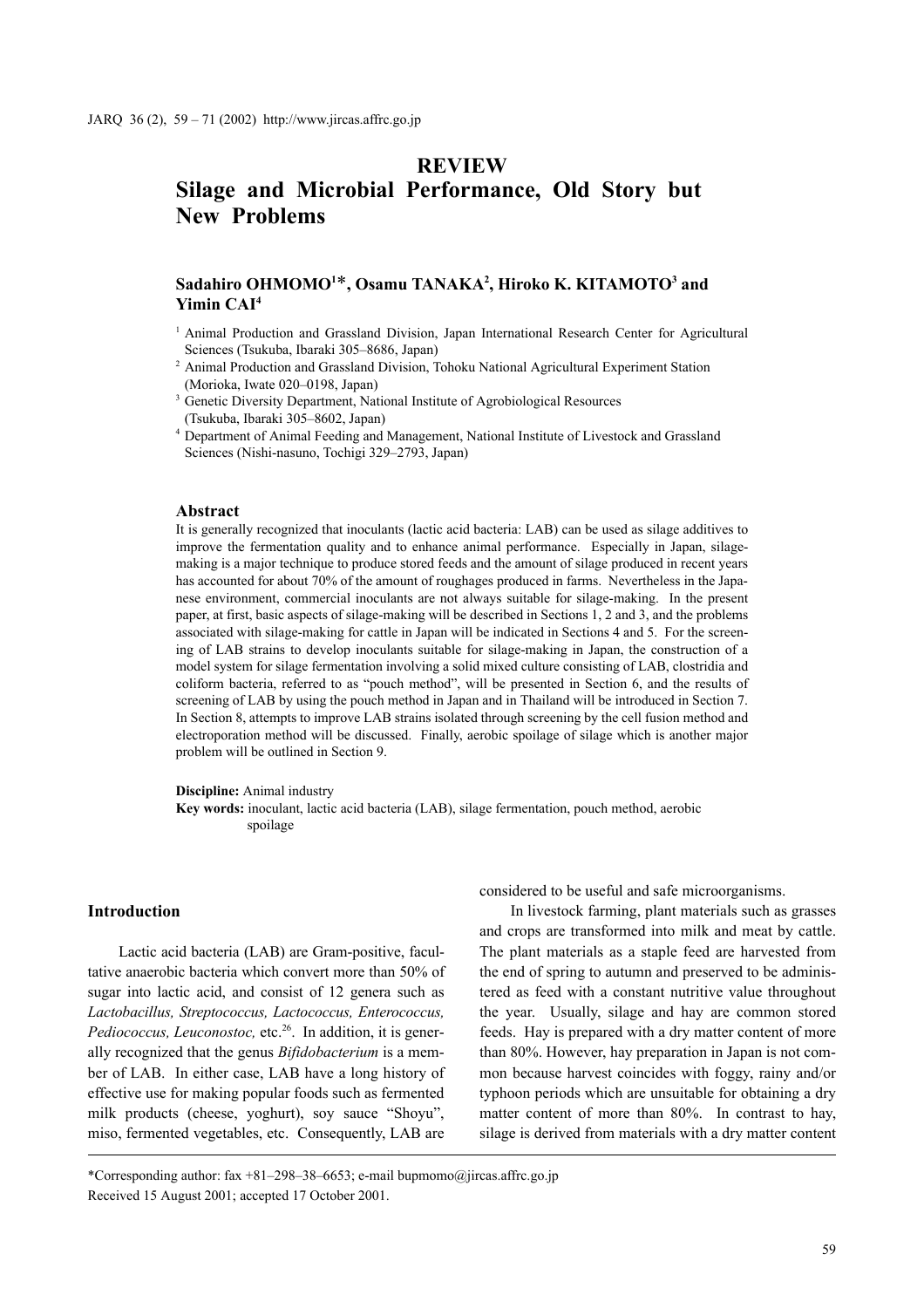# REVIEW

# Silage and Microbial Performance, Old Story but New Problems

**Sadahiro OHMOMO[1]*, Osamu TANAKA[2], Hiroko K. KITAMOTO[3] and Yimin CAI[4]**

[1] Animal Production and Grassland Division, Japan International Research Center for Agricultural Sciences (Tsukuba, Ibaraki 305–8686, Japan)

[2] Animal Production and Grassland Division, Tohoku National Agricultural Experiment Station (Morioka, Iwate 020–0198, Japan)

[3] Genetic Diversity Department, National Institute of Agrobiological Resources (Tsukuba, Ibaraki 305–8602, Japan)

[4] Department of Animal Feeding and Management, National Institute of Livestock and Grassland Sciences (Nishi-nasuno, Tochigi 329–2793, Japan)

## Abstract

It is generally recognized that inoculants (lactic acid bacteria: LAB) can be used as silage additives to improve the fermentation quality and to enhance animal performance. Especially in Japan, silage-making is a major technique to produce stored feeds and the amount of silage produced in recent years has accounted for about 70% of the amount of roughages produced in farms. Nevertheless in the Japanese environment, commercial inoculants are not always suitable for silage-making. In the present paper, at first, basic aspects of silage-making will be described in Sections 1, 2 and 3, and the problems associated with silage-making for cattle in Japan will be indicated in Sections 4 and 5. For the screening of LAB strains to develop inoculants suitable for silage-making in Japan, the construction of a model system for silage fermentation involving a solid mixed culture consisting of LAB, clostridia and coliform bacteria, referred to as "pouch method", will be presented in Section 6, and the results of screening of LAB by using the pouch method in Japan and in Thailand will be introduced in Section 7. In Section 8, attempts to improve LAB strains isolated through screening by the cell fusion method and electroporation method will be discussed. Finally, aerobic spoilage of silage which is another major problem will be outlined in Section 9.

**Discipline:** Animal industry

**Key words:** inoculant, lactic acid bacteria (LAB), silage fermentation, pouch method, aerobic spoilage

## Introduction

Lactic acid bacteria (LAB) are Gram-positive, facultative anaerobic bacteria which convert more than 50% of sugar into lactic acid, and consist of 12 genera such as *Lactobacillus, Streptococcus, Lactococcus, Enterococcus, Pediococcus, Leuconostoc,* etc.[26]. In addition, it is generally recognized that the genus *Bifidobacterium* is a member of LAB. In either case, LAB have a long history of effective use for making popular foods such as fermented milk products (cheese, yoghurt), soy sauce "Shoyu", miso, fermented vegetables, etc. Consequently, LAB are considered to be useful and safe microorganisms.

In livestock farming, plant materials such as grasses and crops are transformed into milk and meat by cattle. The plant materials as a staple feed are harvested from the end of spring to autumn and preserved to be administered as feed with a constant nutritive value throughout the year. Usually, silage and hay are common stored feeds. Hay is prepared with a dry matter content of more than 80%. However, hay preparation in Japan is not common because harvest coincides with foggy, rainy and/or typhoon periods which are unsuitable for obtaining a dry matter content of more than 80%. In contrast to hay, silage is derived from materials with a dry matter content

*Corresponding author: fax +81–298–38–6653; e-mail bupmomo@jircas.affrc.go.jp

Received 15 August 2001; accepted 17 October 2001.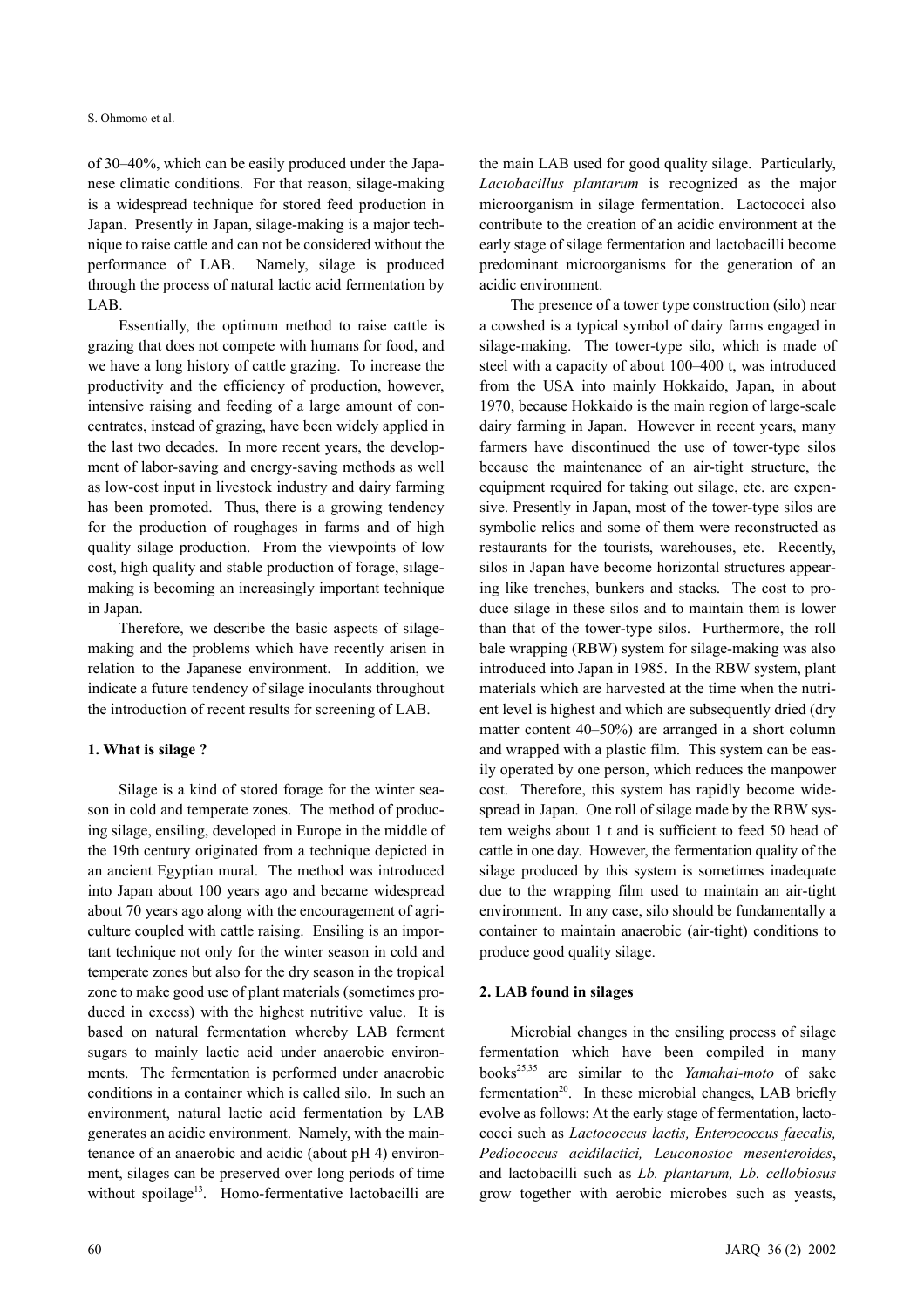of 30–40%, which can be easily produced under the Japanese climatic conditions. For that reason, silage-making is a widespread technique for stored feed production in Japan. Presently in Japan, silage-making is a major technique to raise cattle and can not be considered without the performance of LAB. Namely, silage is produced through the process of natural lactic acid fermentation by LAB.

Essentially, the optimum method to raise cattle is grazing that does not compete with humans for food, and we have a long history of cattle grazing. To increase the productivity and the efficiency of production, however, intensive raising and feeding of a large amount of concentrates, instead of grazing, have been widely applied in the last two decades. In more recent years, the development of labor-saving and energy-saving methods as well as low-cost input in livestock industry and dairy farming has been promoted. Thus, there is a growing tendency for the production of roughages in farms and of high quality silage production. From the viewpoints of low cost, high quality and stable production of forage, silage-making is becoming an increasingly important technique in Japan.

Therefore, we describe the basic aspects of silage-making and the problems which have recently arisen in relation to the Japanese environment. In addition, we indicate a future tendency of silage inoculants throughout the introduction of recent results for screening of LAB.

## 1. What is silage ?

Silage is a kind of stored forage for the winter season in cold and temperate zones. The method of producing silage, ensiling, developed in Europe in the middle of the 19th century originated from a technique depicted in an ancient Egyptian mural. The method was introduced into Japan about 100 years ago and became widespread about 70 years ago along with the encouragement of agriculture coupled with cattle raising. Ensiling is an important technique not only for the winter season in cold and temperate zones but also for the dry season in the tropical zone to make good use of plant materials (sometimes produced in excess) with the highest nutritive value. It is based on natural fermentation whereby LAB ferment sugars to mainly lactic acid under anaerobic environments. The fermentation is performed under anaerobic conditions in a container which is called silo. In such an environment, natural lactic acid fermentation by LAB generates an acidic environment. Namely, with the maintenance of an anaerobic and acidic (about pH 4) environment, silages can be preserved over long periods of time without spoilage[13]. Homo-fermentative lactobacilli are the main LAB used for good quality silage. Particularly, *Lactobacillus plantarum* is recognized as the major microorganism in silage fermentation. Lactococci also contribute to the creation of an acidic environment at the early stage of silage fermentation and lactobacilli become predominant microorganisms for the generation of an acidic environment.

The presence of a tower type construction (silo) near a cowshed is a typical symbol of dairy farms engaged in silage-making. The tower-type silo, which is made of steel with a capacity of about 100–400 t, was introduced from the USA into mainly Hokkaido, Japan, in about 1970, because Hokkaido is the main region of large-scale dairy farming in Japan. However in recent years, many farmers have discontinued the use of tower-type silos because the maintenance of an air-tight structure, the equipment required for taking out silage, etc. are expensive. Presently in Japan, most of the tower-type silos are symbolic relics and some of them were reconstructed as restaurants for the tourists, warehouses, etc. Recently, silos in Japan have become horizontal structures appearing like trenches, bunkers and stacks. The cost to produce silage in these silos and to maintain them is lower than that of the tower-type silos. Furthermore, the roll bale wrapping (RBW) system for silage-making was also introduced into Japan in 1985. In the RBW system, plant materials which are harvested at the time when the nutrient level is highest and which are subsequently dried (dry matter content 40–50%) are arranged in a short column and wrapped with a plastic film. This system can be easily operated by one person, which reduces the manpower cost. Therefore, this system has rapidly become widespread in Japan. One roll of silage made by the RBW system weighs about 1 t and is sufficient to feed 50 head of cattle in one day. However, the fermentation quality of the silage produced by this system is sometimes inadequate due to the wrapping film used to maintain an air-tight environment. In any case, silo should be fundamentally a container to maintain anaerobic (air-tight) conditions to produce good quality silage.

## 2. LAB found in silages

Microbial changes in the ensiling process of silage fermentation which have been compiled in many books[25,35] are similar to the *Yamahai-moto* of sake fermentation[20]. In these microbial changes, LAB briefly evolve as follows: At the early stage of fermentation, lactococci such as *Lactococcus lactis, Enterococcus faecalis, Pediococcus acidilactici, Leuconostoc mesenteroides*, and lactobacilli such as *Lb. plantarum, Lb. cellobiosus* grow together with aerobic microbes such as yeasts,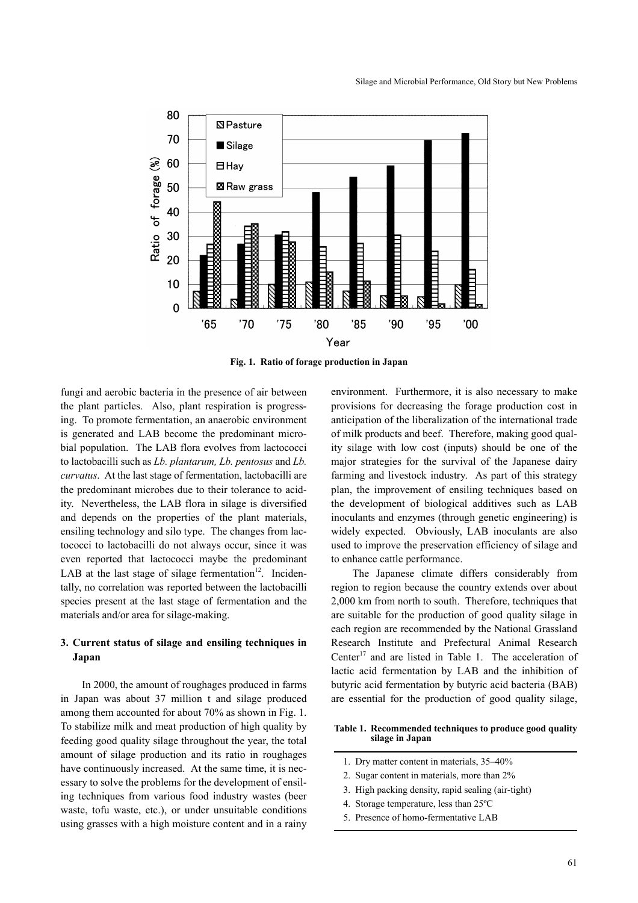80
70
60
50
40
30
20
10
0

Ratio of forage (%)

Pasture
Silage
Hay
Raw grass

'65 '70 '75 '80 '85 '90 '95 '00

Year

**Fig. 1. Ratio of forage production in Japan**

fungi and aerobic bacteria in the presence of air between the plant particles. Also, plant respiration is progressing. To promote fermentation, an anaerobic environment is generated and LAB become the predominant microbial population. The LAB flora evolves from lactococci to lactobacilli such as *Lb. plantarum, Lb. pentosus* and *Lb. curvatus*. At the last stage of fermentation, lactobacilli are the predominant microbes due to their tolerance to acidity. Nevertheless, the LAB flora in silage is diversified and depends on the properties of the plant materials, ensiling technology and silo type. The changes from lactococci to lactobacilli do not always occur, since it was even reported that lactococci maybe the predominant LAB at the last stage of silage fermentation[12]. Incidentally, no correlation was reported between the lactobacilli species present at the last stage of fermentation and the materials and/or area for silage-making.

## 3. Current status of silage and ensiling techniques in Japan

In 2000, the amount of roughages produced in farms in Japan was about 37 million t and silage produced among them accounted for about 70% as shown in Fig. 1. To stabilize milk and meat production of high quality by feeding good quality silage throughout the year, the total amount of silage production and its ratio in roughages have continuously increased. At the same time, it is necessary to solve the problems for the development of ensiling techniques from various food industry wastes (beer waste, tofu waste, etc.), or under unsuitable conditions using grasses with a high moisture content and in a rainy environment. Furthermore, it is also necessary to make provisions for decreasing the forage production cost in anticipation of the liberalization of the international trade of milk products and beef. Therefore, making good quality silage with low cost (inputs) should be one of the major strategies for the survival of the Japanese dairy farming and livestock industry. As part of this strategy plan, the improvement of ensiling techniques based on the development of biological additives such as LAB inoculants and enzymes (through genetic engineering) is widely expected. Obviously, LAB inoculants are also used to improve the preservation efficiency of silage and to enhance cattle performance.

The Japanese climate differs considerably from region to region because the country extends over about 2,000 km from north to south. Therefore, techniques that are suitable for the production of good quality silage in each region are recommended by the National Grassland Research Institute and Prefectural Animal Research Center[17] and are listed in Table 1. The acceleration of lactic acid fermentation by LAB and the inhibition of butyric acid fermentation by butyric acid bacteria (BAB) are essential for the production of good quality silage,

**Table 1. Recommended techniques to produce good quality silage in Japan**

| |
|---|
| 1. Dry matter content in materials, 35–40% |
| 2. Sugar content in materials, more than 2% |
| 3. High packing density, rapid sealing (air-tight) |
| 4. Storage temperature, less than 25ºC |
| 5. Presence of homo-fermentative LAB |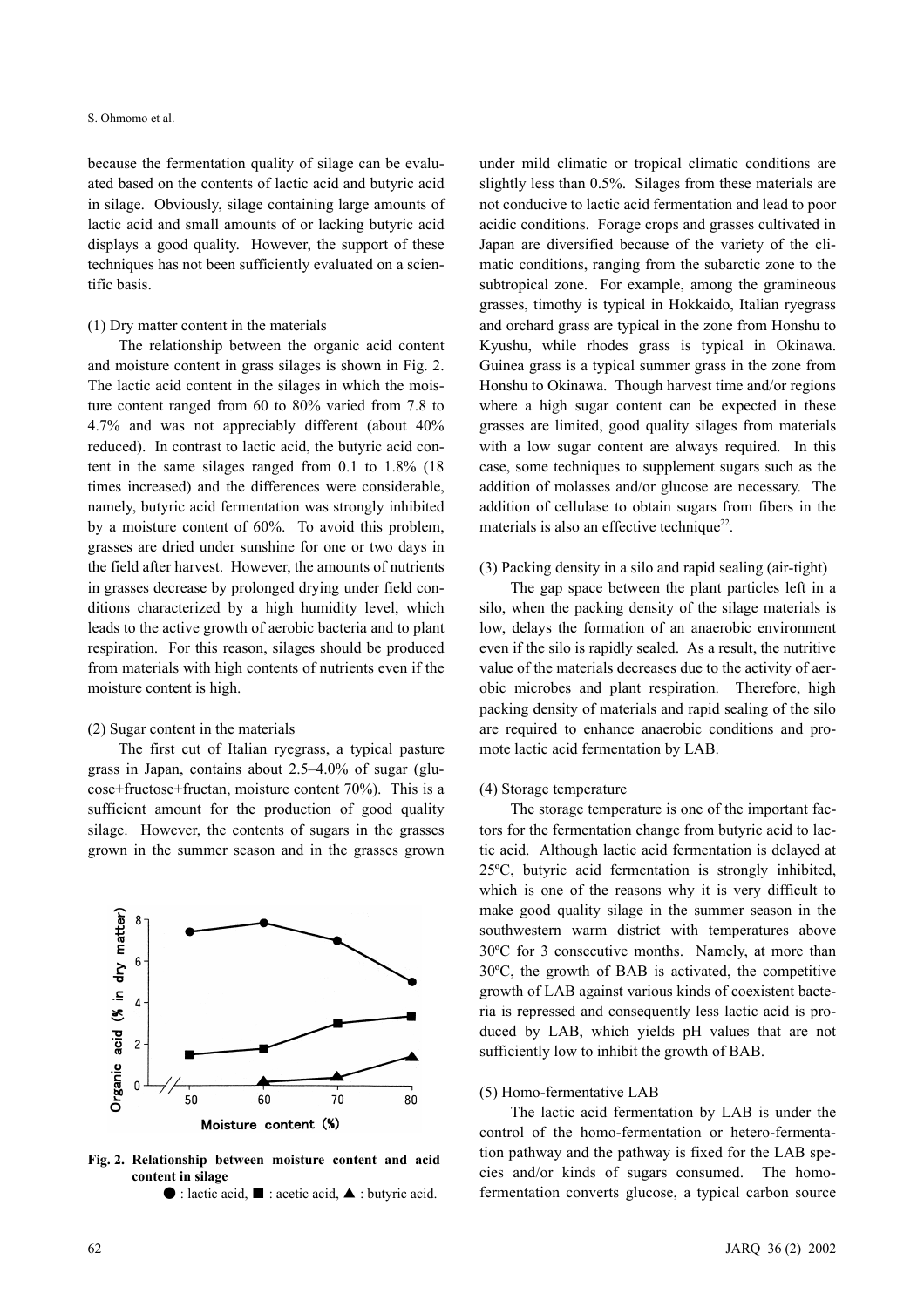because the fermentation quality of silage can be evaluated based on the contents of lactic acid and butyric acid in silage. Obviously, silage containing large amounts of lactic acid and small amounts of or lacking butyric acid displays a good quality. However, the support of these techniques has not been sufficiently evaluated on a scientific basis.

(1) Dry matter content in the materials

The relationship between the organic acid content and moisture content in grass silages is shown in Fig. 2. The lactic acid content in the silages in which the moisture content ranged from 60 to 80% varied from 7.8 to 4.7% and was not appreciably different (about 40% reduced). In contrast to lactic acid, the butyric acid content in the same silages ranged from 0.1 to 1.8% (18 times increased) and the differences were considerable, namely, butyric acid fermentation was strongly inhibited by a moisture content of 60%. To avoid this problem, grasses are dried under sunshine for one or two days in the field after harvest. However, the amounts of nutrients in grasses decrease by prolonged drying under field conditions characterized by a high humidity level, which leads to the active growth of aerobic bacteria and to plant respiration. For this reason, silages should be produced from materials with high contents of nutrients even if the moisture content is high.

(2) Sugar content in the materials

The first cut of Italian ryegrass, a typical pasture grass in Japan, contains about 2.5–4.0% of sugar (glucose+fructose+fructan, moisture content 70%). This is a sufficient amount for the production of good quality silage. However, the contents of sugars in the grasses grown in the summer season and in the grasses grown under mild climatic or tropical climatic conditions are slightly less than 0.5%. Silages from these materials are not conducive to lactic acid fermentation and lead to poor acidic conditions. Forage crops and grasses cultivated in Japan are diversified because of the variety of the climatic conditions, ranging from the subarctic zone to the subtropical zone. For example, among the gramineous grasses, timothy is typical in Hokkaido, Italian ryegrass and orchard grass are typical in the zone from Honshu to Kyushu, while rhodes grass is typical in Okinawa. Guinea grass is a typical summer grass in the zone from Honshu to Okinawa. Though harvest time and/or regions where a high sugar content can be expected in these grasses are limited, good quality silages from materials with a low sugar content are always required. In this case, some techniques to supplement sugars such as the addition of molasses and/or glucose are necessary. The addition of cellulase to obtain sugars from fibers in the materials is also an effective technique[22].

Organic acid (% in dry matter)

8
6
4
2
0

50 60 70 80

Moisture content (%)

**Fig. 2. Relationship between moisture content and acid content in silage**

● : lactic acid, ■ : acetic acid, ▲ : butyric acid.

(3) Packing density in a silo and rapid sealing (air-tight)

The gap space between the plant particles left in a silo, when the packing density of the silage materials is low, delays the formation of an anaerobic environment even if the silo is rapidly sealed. As a result, the nutritive value of the materials decreases due to the activity of aerobic microbes and plant respiration. Therefore, high packing density of materials and rapid sealing of the silo are required to enhance anaerobic conditions and promote lactic acid fermentation by LAB.

(4) Storage temperature

The storage temperature is one of the important factors for the fermentation change from butyric acid to lactic acid. Although lactic acid fermentation is delayed at 25ºC, butyric acid fermentation is strongly inhibited, which is one of the reasons why it is very difficult to make good quality silage in the summer season in the southwestern warm district with temperatures above 30ºC for 3 consecutive months. Namely, at more than 30ºC, the growth of BAB is activated, the competitive growth of LAB against various kinds of coexistent bacteria is repressed and consequently less lactic acid is produced by LAB, which yields pH values that are not sufficiently low to inhibit the growth of BAB.

(5) Homo-fermentative LAB

The lactic acid fermentation by LAB is under the control of the homo-fermentation or hetero-fermentation pathway and the pathway is fixed for the LAB species and/or kinds of sugars consumed. The homo-fermentation converts glucose, a typical carbon source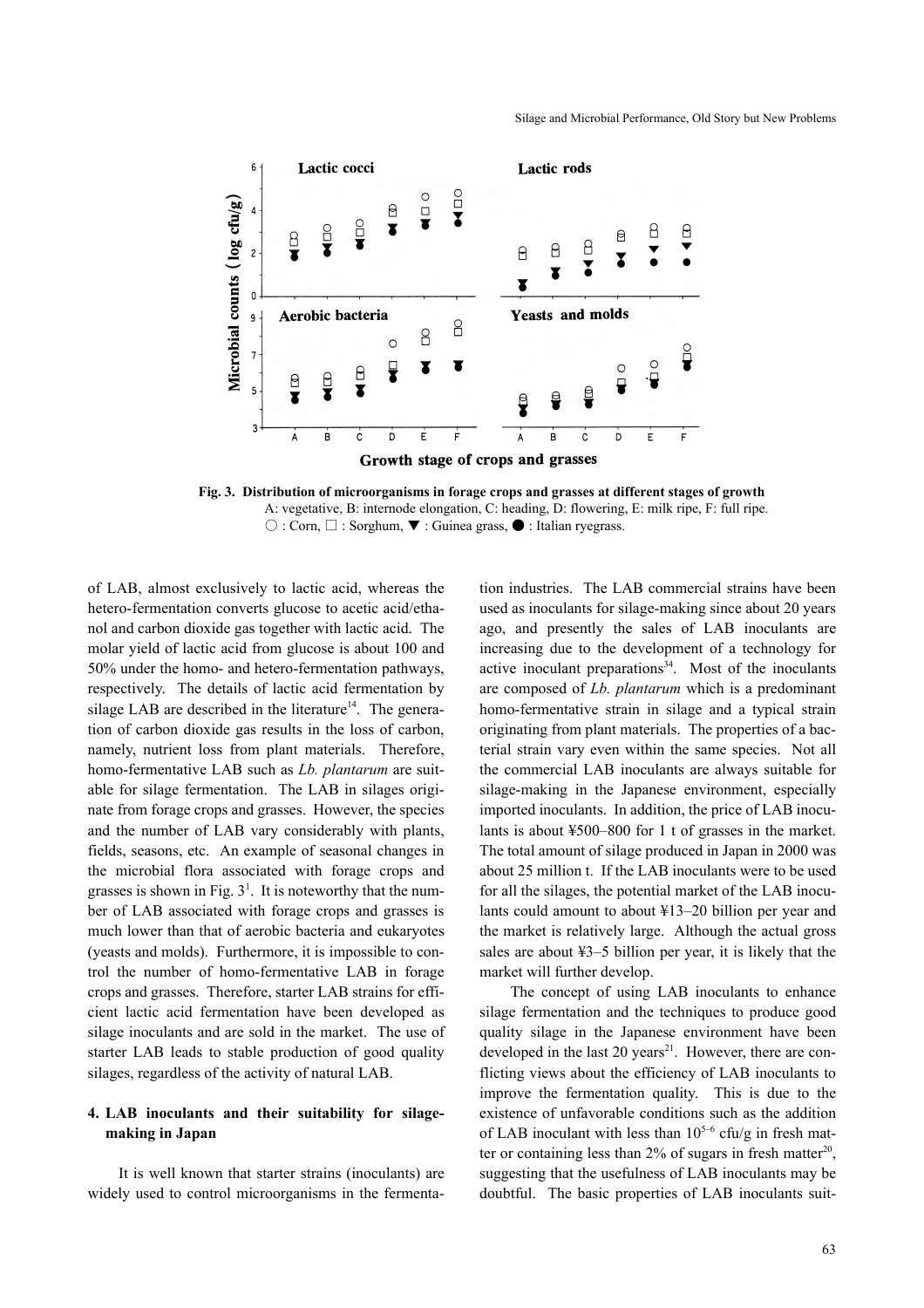Lactic cocci

Lactic rods

Aerobic bacteria

Yeasts and molds

Microbial counts (log cfu/g)

6
4
2
0
9
7
5
3

A B C D E F A B C D E F

Growth stage of crops and grasses

**Fig. 3. Distribution of microorganisms in forage crops and grasses at different stages of growth**
A: vegetative, B: internode elongation, C: heading, D: flowering, E: milk ripe, F: full ripe.
○ : Corn, □ : Sorghum, ▼ : Guinea grass, ● : Italian ryegrass.

of LAB, almost exclusively to lactic acid, whereas the hetero-fermentation converts glucose to acetic acid/ethanol and carbon dioxide gas together with lactic acid. The molar yield of lactic acid from glucose is about 100 and 50% under the homo- and hetero-fermentation pathways, respectively. The details of lactic acid fermentation by silage LAB are described in the literature[14]. The generation of carbon dioxide gas results in the loss of carbon, namely, nutrient loss from plant materials. Therefore, homo-fermentative LAB such as *Lb. plantarum* are suitable for silage fermentation. The LAB in silages originate from forage crops and grasses. However, the species and the number of LAB vary considerably with plants, fields, seasons, etc. An example of seasonal changes in the microbial flora associated with forage crops and grasses is shown in Fig. 3[1]. It is noteworthy that the number of LAB associated with forage crops and grasses is much lower than that of aerobic bacteria and eukaryotes (yeasts and molds). Furthermore, it is impossible to control the number of homo-fermentative LAB in forage crops and grasses. Therefore, starter LAB strains for efficient lactic acid fermentation have been developed as silage inoculants and are sold in the market. The use of starter LAB leads to stable production of good quality silages, regardless of the activity of natural LAB.

## 4. LAB inoculants and their suitability for silage-making in Japan

It is well known that starter strains (inoculants) are widely used to control microorganisms in the fermentation industries. The LAB commercial strains have been used as inoculants for silage-making since about 20 years ago, and presently the sales of LAB inoculants are increasing due to the development of a technology for active inoculant preparations[34]. Most of the inoculants are composed of *Lb. plantarum* which is a predominant homo-fermentative strain in silage and a typical strain originating from plant materials. The properties of a bacterial strain vary even within the same species. Not all the commercial LAB inoculants are always suitable for silage-making in the Japanese environment, especially imported inoculants. In addition, the price of LAB inoculants is about ¥500–800 for 1 t of grasses in the market. The total amount of silage produced in Japan in 2000 was about 25 million t. If the LAB inoculants were to be used for all the silages, the potential market of the LAB inoculants could amount to about ¥13–20 billion per year and the market is relatively large. Although the actual gross sales are about ¥3–5 billion per year, it is likely that the market will further develop.

The concept of using LAB inoculants to enhance silage fermentation and the techniques to produce good quality silage in the Japanese environment have been developed in the last 20 years[21]. However, there are conflicting views about the efficiency of LAB inoculants to improve the fermentation quality. This is due to the existence of unfavorable conditions such as the addition of LAB inoculant with less than $10^{5-6}$ cfu/g in fresh matter or containing less than 2% of sugars in fresh matter[20], suggesting that the usefulness of LAB inoculants may be doubtful. The basic properties of LAB inoculants suit-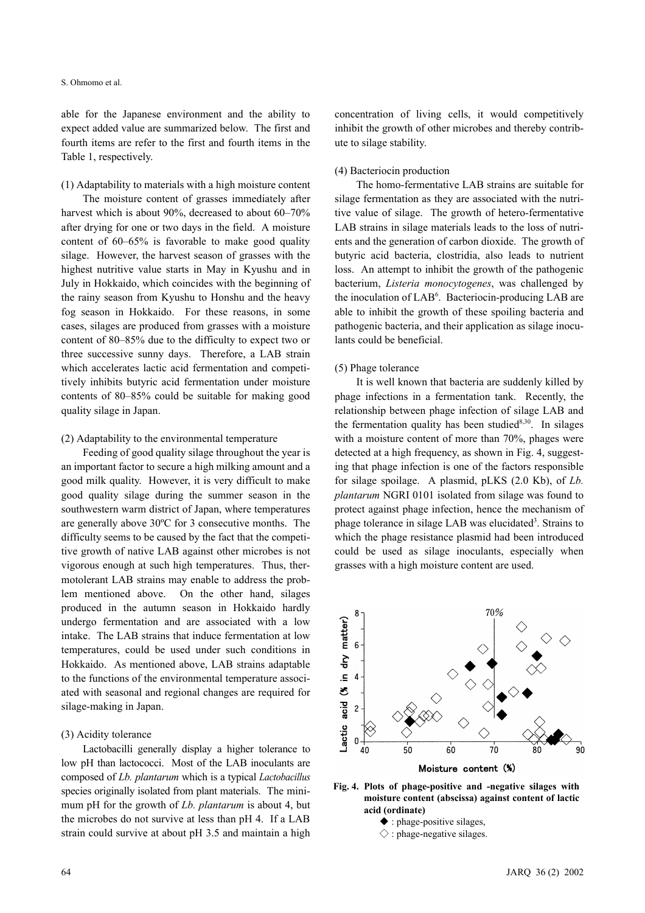able for the Japanese environment and the ability to expect added value are summarized below. The first and fourth items are refer to the first and fourth items in the Table 1, respectively.

(1) Adaptability to materials with a high moisture content

The moisture content of grasses immediately after harvest which is about 90%, decreased to about 60–70% after drying for one or two days in the field. A moisture content of 60–65% is favorable to make good quality silage. However, the harvest season of grasses with the highest nutritive value starts in May in Kyushu and in July in Hokkaido, which coincides with the beginning of the rainy season from Kyushu to Honshu and the heavy fog season in Hokkaido. For these reasons, in some cases, silages are produced from grasses with a moisture content of 80–85% due to the difficulty to expect two or three successive sunny days. Therefore, a LAB strain which accelerates lactic acid fermentation and competitively inhibits butyric acid fermentation under moisture contents of 80–85% could be suitable for making good quality silage in Japan.

(2) Adaptability to the environmental temperature

Feeding of good quality silage throughout the year is an important factor to secure a high milking amount and a good milk quality. However, it is very difficult to make good quality silage during the summer season in the southwestern warm district of Japan, where temperatures are generally above 30ºC for 3 consecutive months. The difficulty seems to be caused by the fact that the competitive growth of native LAB against other microbes is not vigorous enough at such high temperatures. Thus, thermotolerant LAB strains may enable to address the problem mentioned above. On the other hand, silages produced in the autumn season in Hokkaido hardly undergo fermentation and are associated with a low intake. The LAB strains that induce fermentation at low temperatures, could be used under such conditions in Hokkaido. As mentioned above, LAB strains adaptable to the functions of the environmental temperature associated with seasonal and regional changes are required for silage-making in Japan.

(3) Acidity tolerance

Lactobacilli generally display a higher tolerance to low pH than lactococci. Most of the LAB inoculants are composed of *Lb. plantarum* which is a typical *Lactobacillus* species originally isolated from plant materials. The minimum pH for the growth of *Lb. plantarum* is about 4, but the microbes do not survive at less than pH 4. If a LAB strain could survive at about pH 3.5 and maintain a high concentration of living cells, it would competitively inhibit the growth of other microbes and thereby contribute to silage stability.

(4) Bacteriocin production

The homo-fermentative LAB strains are suitable for silage fermentation as they are associated with the nutritive value of silage. The growth of hetero-fermentative LAB strains in silage materials leads to the loss of nutrients and the generation of carbon dioxide. The growth of butyric acid bacteria, clostridia, also leads to nutrient loss. An attempt to inhibit the growth of the pathogenic bacterium, *Listeria monocytogenes*, was challenged by the inoculation of LAB[6]. Bacteriocin-producing LAB are able to inhibit the growth of these spoiling bacteria and pathogenic bacteria, and their application as silage inoculants could be beneficial.

(5) Phage tolerance

It is well known that bacteria are suddenly killed by phage infections in a fermentation tank. Recently, the relationship between phage infection of silage LAB and the fermentation quality has been studied[8,30]. In silages with a moisture content of more than 70%, phages were detected at a high frequency, as shown in Fig. 4, suggesting that phage infection is one of the factors responsible for silage spoilage. A plasmid, pLKS (2.0 Kb), of *Lb. plantarum* NGRI 0101 isolated from silage was found to protect against phage infection, hence the mechanism of phage tolerance in silage LAB was elucidated[3]. Strains to which the phage resistance plasmid had been introduced could be used as silage inoculants, especially when grasses with a high moisture content are used.

70%

Lactic acid (% in dry matter)

0
2
4
6
8

40
50
60
70
80
90

Moisture content (%)

**Fig. 4. Plots of phage-positive and -negative silages with moisture content (abscissa) against content of lactic acid (ordinate)**

◆ : phage-positive silages,

◇ : phage-negative silages.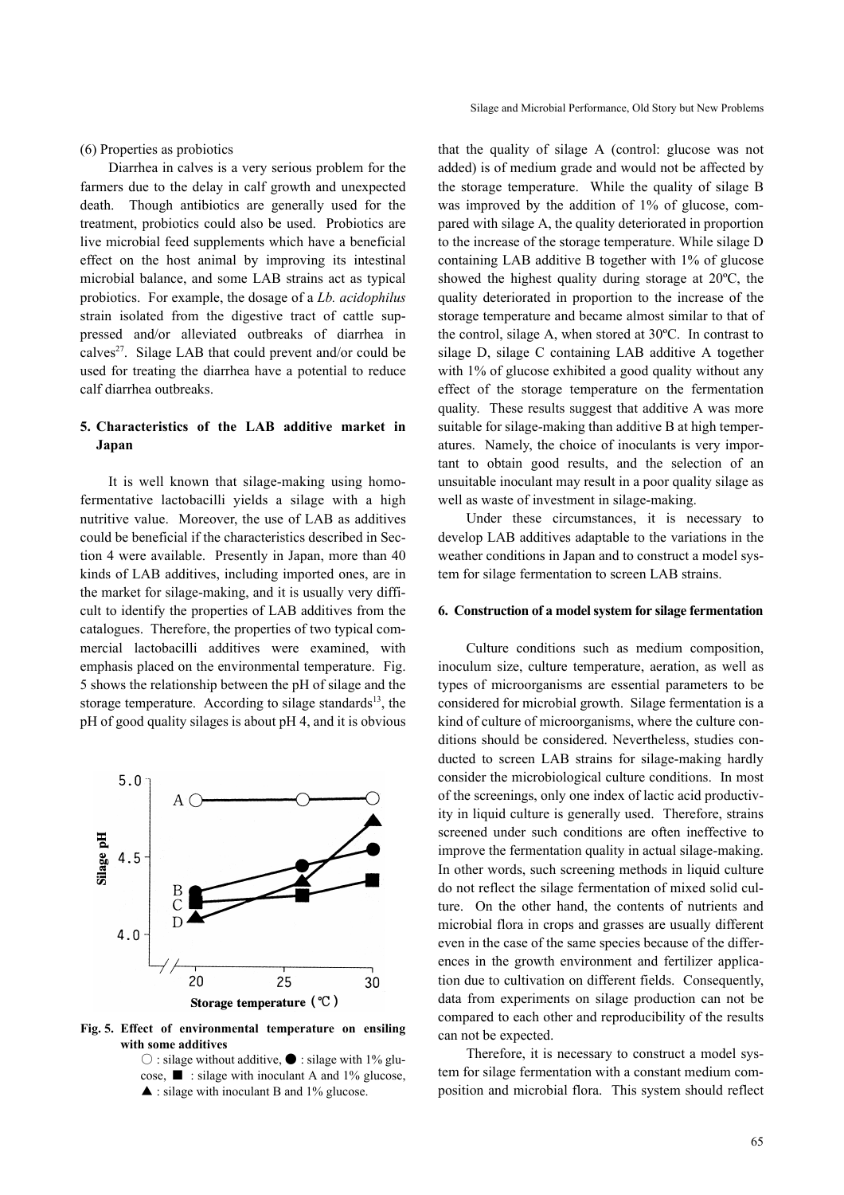(6) Properties as probiotics

Diarrhea in calves is a very serious problem for the farmers due to the delay in calf growth and unexpected death. Though antibiotics are generally used for the treatment, probiotics could also be used. Probiotics are live microbial feed supplements which have a beneficial effect on the host animal by improving its intestinal microbial balance, and some LAB strains act as typical probiotics. For example, the dosage of a *Lb. acidophilus* strain isolated from the digestive tract of cattle suppressed and/or alleviated outbreaks of diarrhea in calves[27]. Silage LAB that could prevent and/or could be used for treating the diarrhea have a potential to reduce calf diarrhea outbreaks.

## 5. Characteristics of the LAB additive market in Japan

It is well known that silage-making using homofermentative lactobacilli yields a silage with a high nutritive value. Moreover, the use of LAB as additives could be beneficial if the characteristics described in Section 4 were available. Presently in Japan, more than 40 kinds of LAB additives, including imported ones, are in the market for silage-making, and it is usually very difficult to identify the properties of LAB additives from the catalogues. Therefore, the properties of two typical commercial lactobacilli additives were examined, with emphasis placed on the environmental temperature. Fig. 5 shows the relationship between the pH of silage and the storage temperature. According to silage standards[13], the pH of good quality silages is about pH 4, and it is obvious

5.0
4.5
4.0
Silage pH
A
B
C
D
20
25
30
Storage temperature (℃)

**Fig. 5. Effect of environmental temperature on ensiling with some additives**

○ : silage without additive, ● : silage with 1% glucose, ■ : silage with inoculant A and 1% glucose, ▲ : silage with inoculant B and 1% glucose.

that the quality of silage A (control: glucose was not added) is of medium grade and would not be affected by the storage temperature. While the quality of silage B was improved by the addition of 1% of glucose, compared with silage A, the quality deteriorated in proportion to the increase of the storage temperature. While silage D containing LAB additive B together with 1% of glucose showed the highest quality during storage at 20ºC, the quality deteriorated in proportion to the increase of the storage temperature and became almost similar to that of the control, silage A, when stored at 30ºC. In contrast to silage D, silage C containing LAB additive A together with 1% of glucose exhibited a good quality without any effect of the storage temperature on the fermentation quality. These results suggest that additive A was more suitable for silage-making than additive B at high temperatures. Namely, the choice of inoculants is very important to obtain good results, and the selection of an unsuitable inoculant may result in a poor quality silage as well as waste of investment in silage-making.

Under these circumstances, it is necessary to develop LAB additives adaptable to the variations in the weather conditions in Japan and to construct a model system for silage fermentation to screen LAB strains.

## 6. Construction of a model system for silage fermentation

Culture conditions such as medium composition, inoculum size, culture temperature, aeration, as well as types of microorganisms are essential parameters to be considered for microbial growth. Silage fermentation is a kind of culture of microorganisms, where the culture conditions should be considered. Nevertheless, studies conducted to screen LAB strains for silage-making hardly consider the microbiological culture conditions. In most of the screenings, only one index of lactic acid productivity in liquid culture is generally used. Therefore, strains screened under such conditions are often ineffective to improve the fermentation quality in actual silage-making. In other words, such screening methods in liquid culture do not reflect the silage fermentation of mixed solid culture. On the other hand, the contents of nutrients and microbial flora in crops and grasses are usually different even in the case of the same species because of the differences in the growth environment and fertilizer application due to cultivation on different fields. Consequently, data from experiments on silage production can not be compared to each other and reproducibility of the results can not be expected.

Therefore, it is necessary to construct a model system for silage fermentation with a constant medium composition and microbial flora. This system should reflect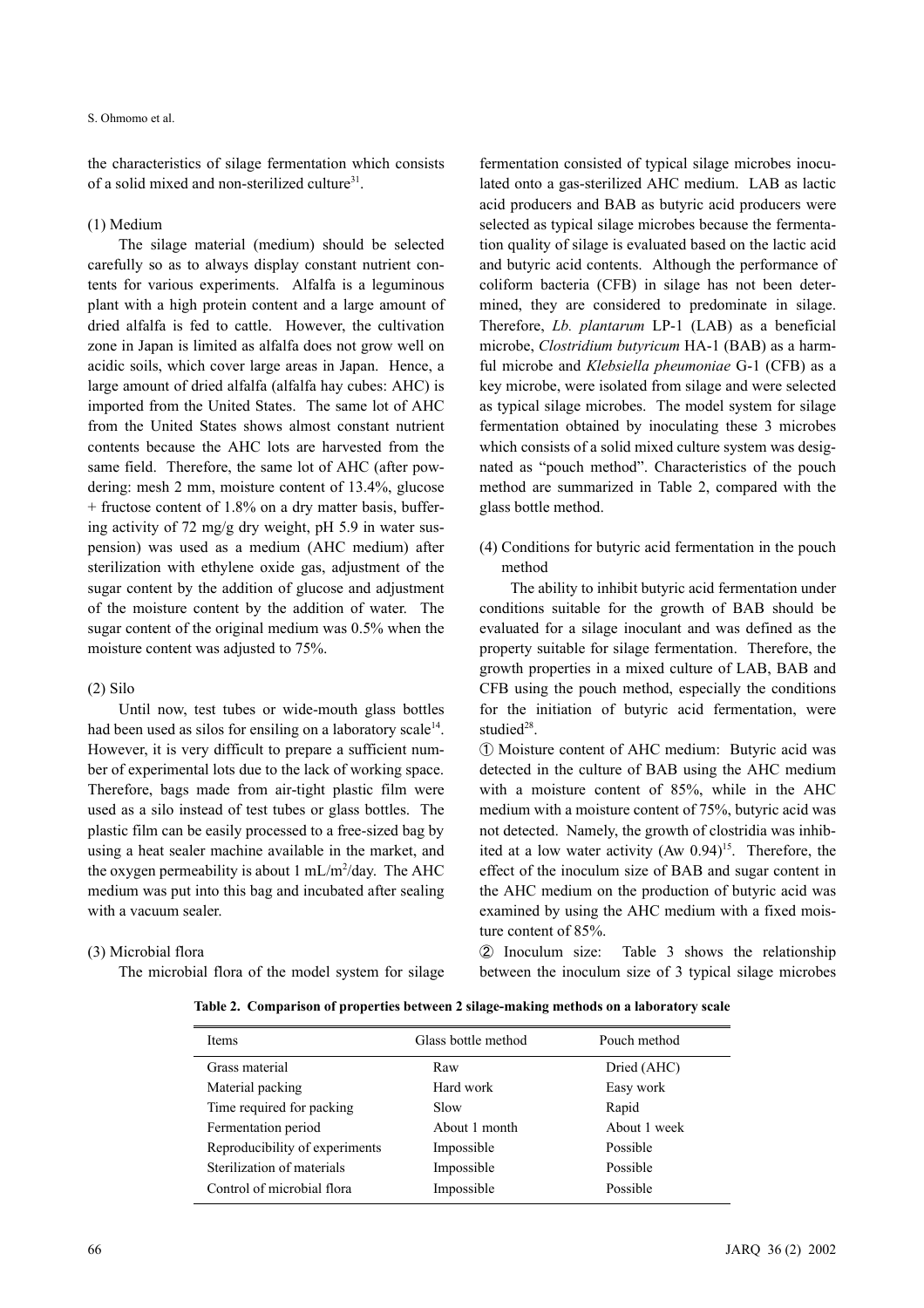the characteristics of silage fermentation which consists of a solid mixed and non-sterilized culture[31].

(1) Medium

The silage material (medium) should be selected carefully so as to always display constant nutrient contents for various experiments. Alfalfa is a leguminous plant with a high protein content and a large amount of dried alfalfa is fed to cattle. However, the cultivation zone in Japan is limited as alfalfa does not grow well on acidic soils, which cover large areas in Japan. Hence, a large amount of dried alfalfa (alfalfa hay cubes: AHC) is imported from the United States. The same lot of AHC from the United States shows almost constant nutrient contents because the AHC lots are harvested from the same field. Therefore, the same lot of AHC (after powdering: mesh 2 mm, moisture content of 13.4%, glucose + fructose content of 1.8% on a dry matter basis, buffering activity of 72 mg/g dry weight, pH 5.9 in water suspension) was used as a medium (AHC medium) after sterilization with ethylene oxide gas, adjustment of the sugar content by the addition of glucose and adjustment of the moisture content by the addition of water. The sugar content of the original medium was 0.5% when the moisture content was adjusted to 75%.

(2) Silo

Until now, test tubes or wide-mouth glass bottles had been used as silos for ensiling on a laboratory scale[14]. However, it is very difficult to prepare a sufficient number of experimental lots due to the lack of working space. Therefore, bags made from air-tight plastic film were used as a silo instead of test tubes or glass bottles. The plastic film can be easily processed to a free-sized bag by using a heat sealer machine available in the market, and the oxygen permeability is about 1 $mL/m^2$/day. The AHC medium was put into this bag and incubated after sealing with a vacuum sealer.

(3) Microbial flora

The microbial flora of the model system for silage fermentation consisted of typical silage microbes inoculated onto a gas-sterilized AHC medium. LAB as lactic acid producers and BAB as butyric acid producers were selected as typical silage microbes because the fermentation quality of silage is evaluated based on the lactic acid and butyric acid contents. Although the performance of coliform bacteria (CFB) in silage has not been determined, they are considered to predominate in silage. Therefore, *Lb. plantarum* LP-1 (LAB) as a beneficial microbe, *Clostridium butyricum* HA-1 (BAB) as a harmful microbe and *Klebsiella pheumoniae* G-1 (CFB) as a key microbe, were isolated from silage and were selected as typical silage microbes. The model system for silage fermentation obtained by inoculating these 3 microbes which consists of a solid mixed culture system was designated as "pouch method". Characteristics of the pouch method are summarized in Table 2, compared with the glass bottle method.

(4) Conditions for butyric acid fermentation in the pouch method

The ability to inhibit butyric acid fermentation under conditions suitable for the growth of BAB should be evaluated for a silage inoculant and was defined as the property suitable for silage fermentation. Therefore, the growth properties in a mixed culture of LAB, BAB and CFB using the pouch method, especially the conditions for the initiation of butyric acid fermentation, were studied[28].

① Moisture content of AHC medium: Butyric acid was detected in the culture of BAB using the AHC medium with a moisture content of 85%, while in the AHC medium with a moisture content of 75%, butyric acid was not detected. Namely, the growth of clostridia was inhibited at a low water activity (Aw 0.94)[15]. Therefore, the effect of the inoculum size of BAB and sugar content in the AHC medium on the production of butyric acid was examined by using the AHC medium with a fixed moisture content of 85%.

② Inoculum size: Table 3 shows the relationship between the inoculum size of 3 typical silage microbes

**Table 2. Comparison of properties between 2 silage-making methods on a laboratory scale**

| Items | Glass bottle method | Pouch method |
|---|---|---|
| Grass material | Raw | Dried (AHC) |
| Material packing | Hard work | Easy work |
| Time required for packing | Slow | Rapid |
| Fermentation period | About 1 month | About 1 week |
| Reproducibility of experiments | Impossible | Possible |
| Sterilization of materials | Impossible | Possible |
| Control of microbial flora | Impossible | Possible |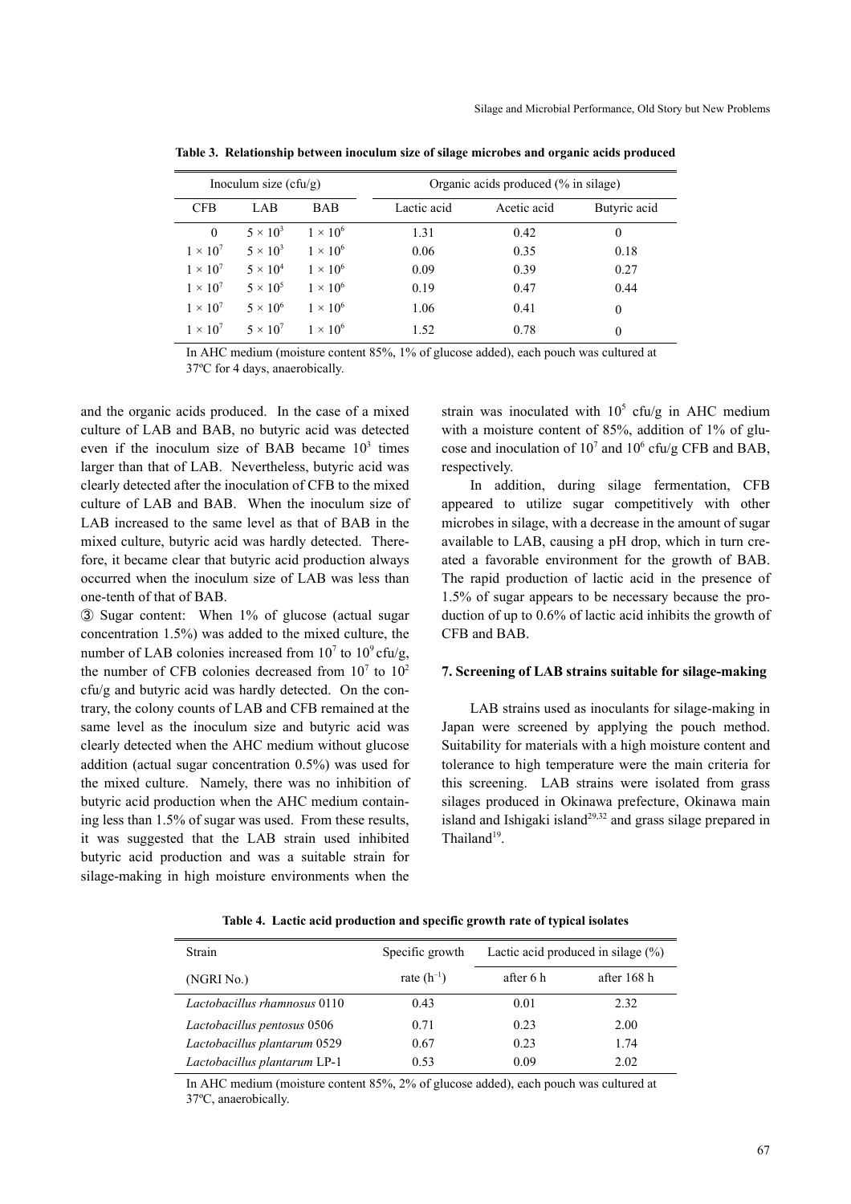**Table 3. Relationship between inoculum size of silage microbes and organic acids produced**

| Inoculum size (cfu/g) | | | Organic acids produced (% in silage) | | |
|---|---|---|---|---|---|
| CFB | LAB | BAB | Lactic acid | Acetic acid | Butyric acid |
| 0 | $5 \times 10^3$ | $1 \times 10^6$ | 1.31 | 0.42 | 0 |
| $1 \times 10^7$ | $5 \times 10^3$ | $1 \times 10^6$ | 0.06 | 0.35 | 0.18 |
| $1 \times 10^7$ | $5 \times 10^4$ | $1 \times 10^6$ | 0.09 | 0.39 | 0.27 |
| $1 \times 10^7$ | $5 \times 10^5$ | $1 \times 10^6$ | 0.19 | 0.47 | 0.44 |
| $1 \times 10^7$ | $5 \times 10^6$ | $1 \times 10^6$ | 1.06 | 0.41 | 0 |
| $1 \times 10^7$ | $5 \times 10^7$ | $1 \times 10^6$ | 1.52 | 0.78 | 0 |

In AHC medium (moisture content 85%, 1% of glucose added), each pouch was cultured at 37ºC for 4 days, anaerobically.

and the organic acids produced. In the case of a mixed culture of LAB and BAB, no butyric acid was detected even if the inoculum size of BAB became $10^3$ times larger than that of LAB. Nevertheless, butyric acid was clearly detected after the inoculation of CFB to the mixed culture of LAB and BAB. When the inoculum size of LAB increased to the same level as that of BAB in the mixed culture, butyric acid was hardly detected. Therefore, it became clear that butyric acid production always occurred when the inoculum size of LAB was less than one-tenth of that of BAB.

③ Sugar content: When 1% of glucose (actual sugar concentration 1.5%) was added to the mixed culture, the number of LAB colonies increased from $10^7$ to $10^9$ cfu/g, the number of CFB colonies decreased from $10^7$ to $10^2$ cfu/g and butyric acid was hardly detected. On the contrary, the colony counts of LAB and CFB remained at the same level as the inoculum size and butyric acid was clearly detected when the AHC medium without glucose addition (actual sugar concentration 0.5%) was used for the mixed culture. Namely, there was no inhibition of butyric acid production when the AHC medium containing less than 1.5% of sugar was used. From these results, it was suggested that the LAB strain used inhibited butyric acid production and was a suitable strain for silage-making in high moisture environments when the strain was inoculated with $10^5$ cfu/g in AHC medium with a moisture content of 85%, addition of 1% of glucose and inoculation of $10^7$ and $10^6$ cfu/g CFB and BAB, respectively.

In addition, during silage fermentation, CFB appeared to utilize sugar competitively with other microbes in silage, with a decrease in the amount of sugar available to LAB, causing a pH drop, which in turn created a favorable environment for the growth of BAB. The rapid production of lactic acid in the presence of 1.5% of sugar appears to be necessary because the production of up to 0.6% of lactic acid inhibits the growth of CFB and BAB.

## 7. Screening of LAB strains suitable for silage-making

LAB strains used as inoculants for silage-making in Japan were screened by applying the pouch method. Suitability for materials with a high moisture content and tolerance to high temperature were the main criteria for this screening. LAB strains were isolated from grass silages produced in Okinawa prefecture, Okinawa main island and Ishigaki island[29,32] and grass silage prepared in Thailand[19].

**Table 4. Lactic acid production and specific growth rate of typical isolates**

| Strain | Specific growth | Lactic acid produced in silage (%) | |
|---|---|---|---|
| (NGRI No.) | rate ($h^{-1}$) | after 6 h | after 168 h |
| *Lactobacillus rhamnosus* 0110 | 0.43 | 0.01 | 2.32 |
| *Lactobacillus pentosus* 0506 | 0.71 | 0.23 | 2.00 |
| *Lactobacillus plantarum* 0529 | 0.67 | 0.23 | 1.74 |
| *Lactobacillus plantarum* LP-1 | 0.53 | 0.09 | 2.02 |

In AHC medium (moisture content 85%, 2% of glucose added), each pouch was cultured at 37ºC, anaerobically.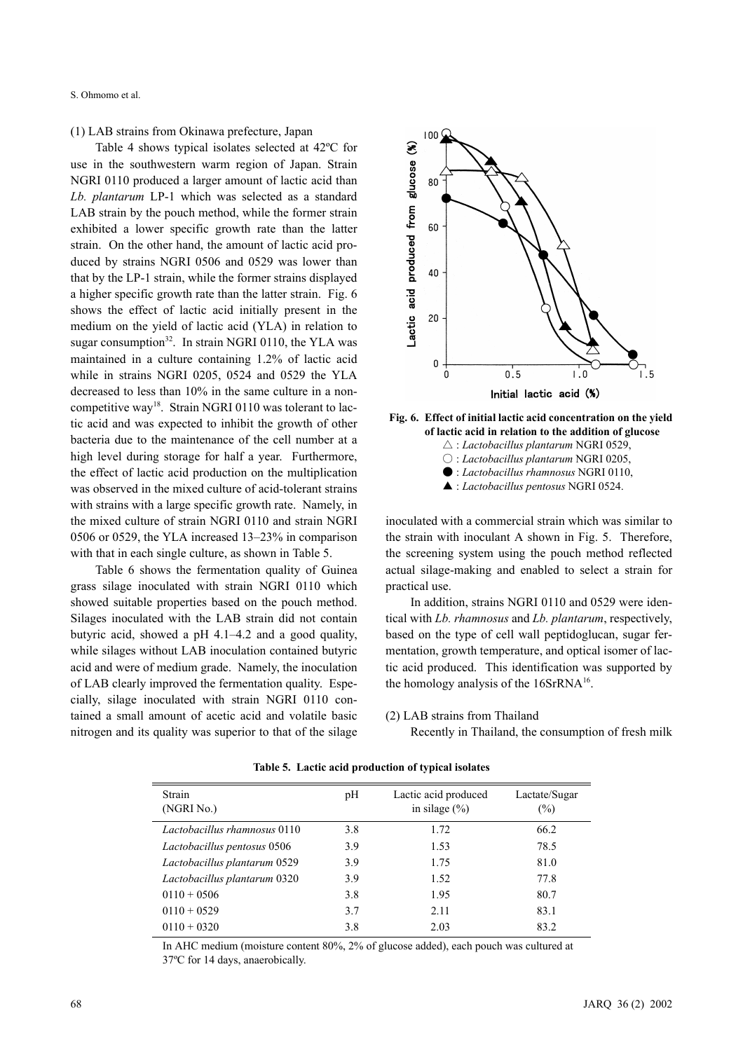(1) LAB strains from Okinawa prefecture, Japan

Table 4 shows typical isolates selected at 42ºC for use in the southwestern warm region of Japan. Strain NGRI 0110 produced a larger amount of lactic acid than *Lb. plantarum* LP-1 which was selected as a standard LAB strain by the pouch method, while the former strain exhibited a lower specific growth rate than the latter strain. On the other hand, the amount of lactic acid produced by strains NGRI 0506 and 0529 was lower than that by the LP-1 strain, while the former strains displayed a higher specific growth rate than the latter strain. Fig. 6 shows the effect of lactic acid initially present in the medium on the yield of lactic acid (YLA) in relation to sugar consumption[32]. In strain NGRI 0110, the YLA was maintained in a culture containing 1.2% of lactic acid while in strains NGRI 0205, 0524 and 0529 the YLA decreased to less than 10% in the same culture in a non-competitive way[18]. Strain NGRI 0110 was tolerant to lactic acid and was expected to inhibit the growth of other bacteria due to the maintenance of the cell number at a high level during storage for half a year. Furthermore, the effect of lactic acid production on the multiplication was observed in the mixed culture of acid-tolerant strains with strains with a large specific growth rate. Namely, in the mixed culture of strain NGRI 0110 and strain NGRI 0506 or 0529, the YLA increased 13–23% in comparison with that in each single culture, as shown in Table 5.

Table 6 shows the fermentation quality of Guinea grass silage inoculated with strain NGRI 0110 which showed suitable properties based on the pouch method. Silages inoculated with the LAB strain did not contain butyric acid, showed a pH 4.1–4.2 and a good quality, while silages without LAB inoculation contained butyric acid and were of medium grade. Namely, the inoculation of LAB clearly improved the fermentation quality. Especially, silage inoculated with strain NGRI 0110 contained a small amount of acetic acid and volatile basic nitrogen and its quality was superior to that of the silage

Lactic acid produced from glucose (%)

100
80
60
40
20
0

0
0.5
1.0
1.5

Initial lactic acid (%)

**Fig. 6. Effect of initial lactic acid concentration on the yield of lactic acid in relation to the addition of glucose**

△ : *Lactobacillus plantarum* NGRI 0529,
○ : *Lactobacillus plantarum* NGRI 0205,
● : *Lactobacillus rhamnosus* NGRI 0110,
▲ : *Lactobacillus pentosus* NGRI 0524.

inoculated with a commercial strain which was similar to the strain with inoculant A shown in Fig. 5. Therefore, the screening system using the pouch method reflected actual silage-making and enabled to select a strain for practical use.

In addition, strains NGRI 0110 and 0529 were identical with *Lb. rhamnosus* and *Lb. plantarum*, respectively, based on the type of cell wall peptidoglycan, sugar fermentation, growth temperature, and optical isomer of lactic acid produced. This identification was supported by the homology analysis of the 16SrRNA[16].

(2) LAB strains from Thailand

Recently in Thailand, the consumption of fresh milk

**Table 5. Lactic acid production of typical isolates**

| Strain (NGRI No.) | pH | Lactic acid produced in silage (%) | Lactate/Sugar (%) |
|---|---|---|---|
| *Lactobacillus rhamnosus* 0110 | 3.8 | 1.72 | 66.2 |
| *Lactobacillus pentosus* 0506 | 3.9 | 1.53 | 78.5 |
| *Lactobacillus plantarum* 0529 | 3.9 | 1.75 | 81.0 |
| *Lactobacillus plantarum* 0320 | 3.9 | 1.52 | 77.8 |
| 0110 + 0506 | 3.8 | 1.95 | 80.7 |
| 0110 + 0529 | 3.7 | 2.11 | 83.1 |
| 0110 + 0320 | 3.8 | 2.03 | 83.2 |

In AHC medium (moisture content 80%, 2% of glucose added), each pouch was cultured at 37ºC for 14 days, anaerobically.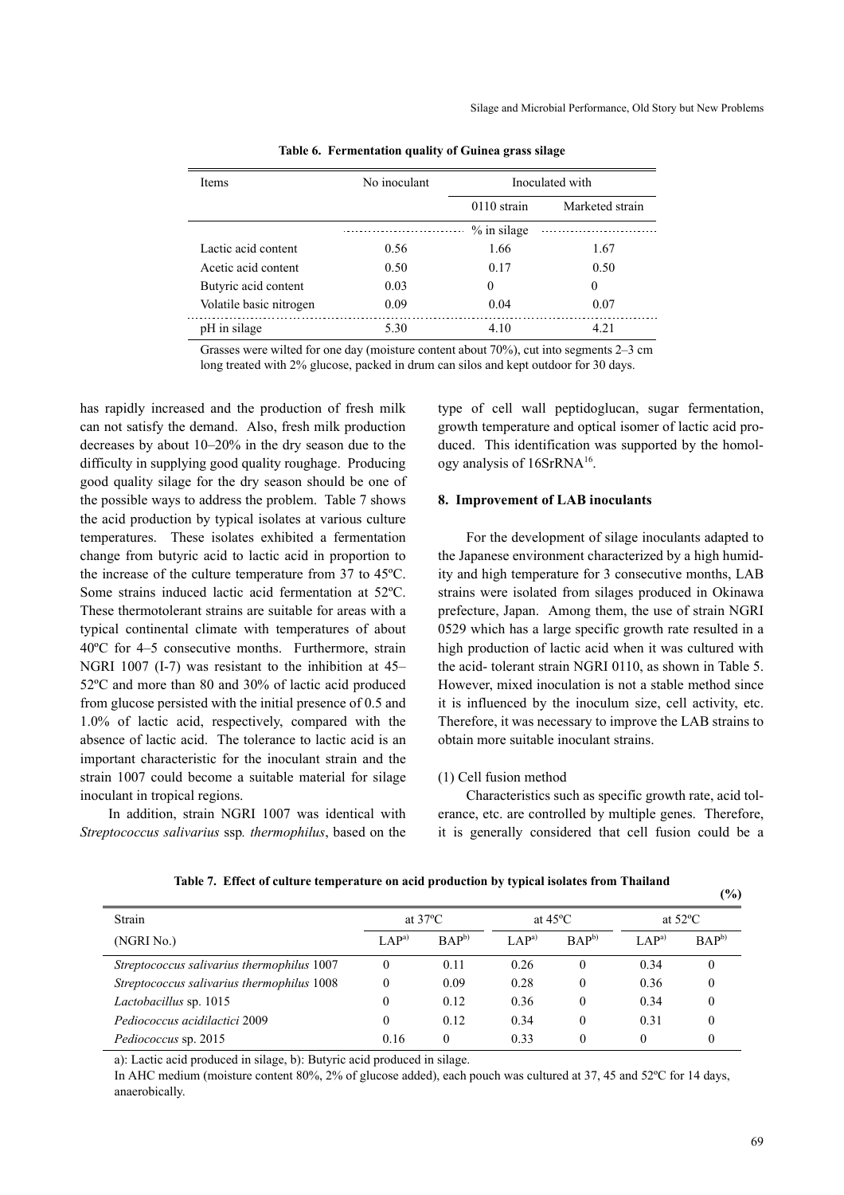**Table 6. Fermentation quality of Guinea grass silage**

| Items | No inoculant | Inoculated with | |
|---|---|---|---|
| | | 0110 strain | Marketed strain |
| | % in silage | | |
| Lactic acid content | 0.56 | 1.66 | 1.67 |
| Acetic acid content | 0.50 | 0.17 | 0.50 |
| Butyric acid content | 0.03 | 0 | 0 |
| Volatile basic nitrogen | 0.09 | 0.04 | 0.07 |
| pH in silage | 5.30 | 4.10 | 4.21 |

Grasses were wilted for one day (moisture content about 70%), cut into segments 2–3 cm long treated with 2% glucose, packed in drum can silos and kept outdoor for 30 days.

has rapidly increased and the production of fresh milk can not satisfy the demand. Also, fresh milk production decreases by about 10–20% in the dry season due to the difficulty in supplying good quality roughage. Producing good quality silage for the dry season should be one of the possible ways to address the problem. Table 7 shows the acid production by typical isolates at various culture temperatures. These isolates exhibited a fermentation change from butyric acid to lactic acid in proportion to the increase of the culture temperature from 37 to 45ºC. Some strains induced lactic acid fermentation at 52ºC. These thermotolerant strains are suitable for areas with a typical continental climate with temperatures of about 40ºC for 4–5 consecutive months. Furthermore, strain NGRI 1007 (I-7) was resistant to the inhibition at 45–52ºC and more than 80 and 30% of lactic acid produced from glucose persisted with the initial presence of 0.5 and 1.0% of lactic acid, respectively, compared with the absence of lactic acid. The tolerance to lactic acid is an important characteristic for the inoculant strain and the strain 1007 could become a suitable material for silage inoculant in tropical regions.

In addition, strain NGRI 1007 was identical with *Streptococcus salivarius* ssp*. thermophilus*, based on the type of cell wall peptidoglucan, sugar fermentation, growth temperature and optical isomer of lactic acid produced. This identification was supported by the homology analysis of 16SrRNA[16].

## 8. Improvement of LAB inoculants

For the development of silage inoculants adapted to the Japanese environment characterized by a high humidity and high temperature for 3 consecutive months, LAB strains were isolated from silages produced in Okinawa prefecture, Japan. Among them, the use of strain NGRI 0529 which has a large specific growth rate resulted in a high production of lactic acid when it was cultured with the acid- tolerant strain NGRI 0110, as shown in Table 5. However, mixed inoculation is not a stable method since it is influenced by the inoculum size, cell activity, etc. Therefore, it was necessary to improve the LAB strains to obtain more suitable inoculant strains.

### (1) Cell fusion method

Characteristics such as specific growth rate, acid tolerance, etc. are controlled by multiple genes. Therefore, it is generally considered that cell fusion could be a

**Table 7. Effect of culture temperature on acid production by typical isolates from Thailand**

(%)

| Strain | at 37ºC | | at 45ºC | | at 52ºC | |
|---|---|---|---|---|---|---|
| (NGRI No.) | LAP[a)] | BAP[b)] | LAP[a)] | BAP[b)] | LAP[a)] | BAP[b)] |
| *Streptococcus salivarius thermophilus* 1007 | 0 | 0.11 | 0.26 | 0 | 0.34 | 0 |
| *Streptococcus salivarius thermophilus* 1008 | 0 | 0.09 | 0.28 | 0 | 0.36 | 0 |
| *Lactobacillus* sp. 1015 | 0 | 0.12 | 0.36 | 0 | 0.34 | 0 |
| *Pediococcus acidilactici* 2009 | 0 | 0.12 | 0.34 | 0 | 0.31 | 0 |
| *Pediococcus* sp. 2015 | 0.16 | 0 | 0.33 | 0 | 0 | 0 |

a): Lactic acid produced in silage, b): Butyric acid produced in silage.
In AHC medium (moisture content 80%, 2% of glucose added), each pouch was cultured at 37, 45 and 52ºC for 14 days, anaerobically.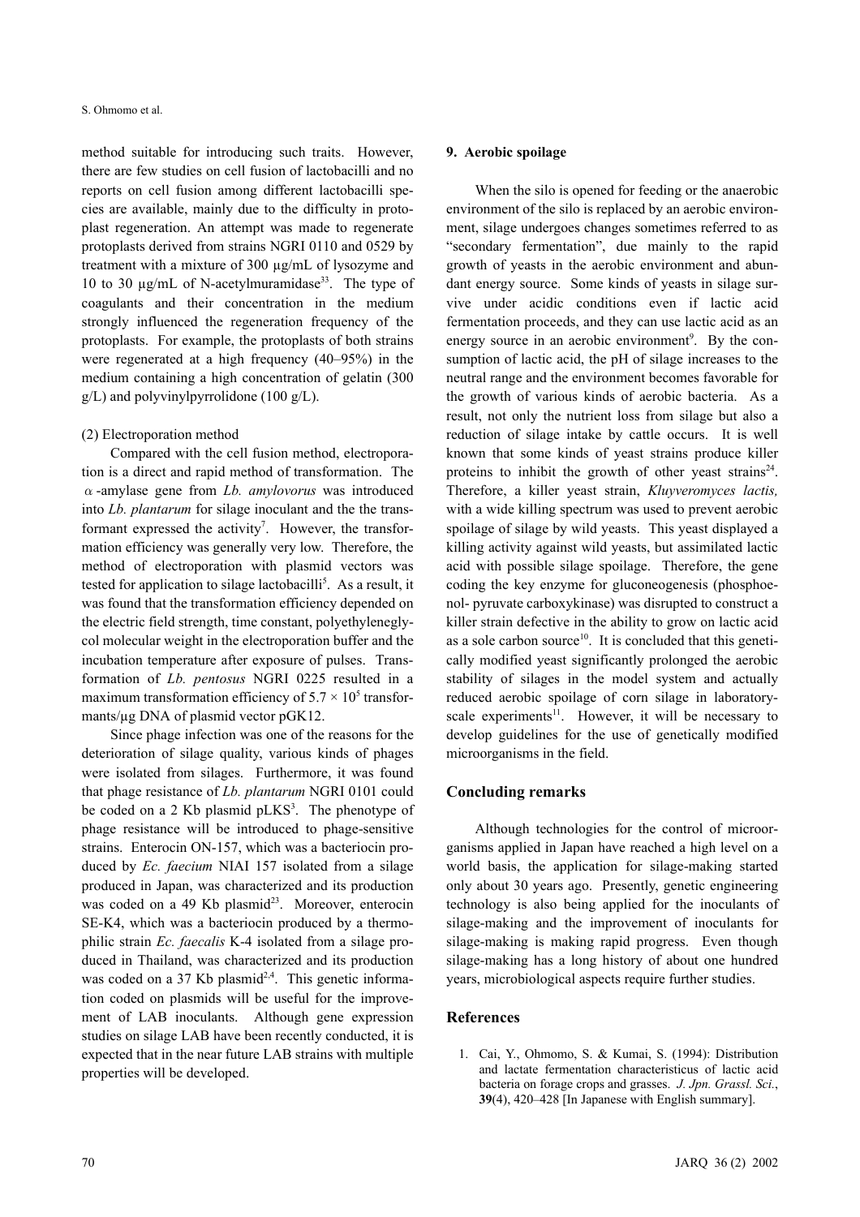method suitable for introducing such traits. However, there are few studies on cell fusion of lactobacilli and no reports on cell fusion among different lactobacilli species are available, mainly due to the difficulty in protoplast regeneration. An attempt was made to regenerate protoplasts derived from strains NGRI 0110 and 0529 by treatment with a mixture of 300 µg/mL of lysozyme and 10 to 30 µg/mL of N-acetylmuramidase[33]. The type of coagulants and their concentration in the medium strongly influenced the regeneration frequency of the protoplasts. For example, the protoplasts of both strains were regenerated at a high frequency (40–95%) in the medium containing a high concentration of gelatin (300 g/L) and polyvinylpyrrolidone (100 g/L).

(2) Electroporation method

Compared with the cell fusion method, electroporation is a direct and rapid method of transformation. The $\alpha$-amylase gene from *Lb. amylovorus* was introduced into *Lb. plantarum* for silage inoculant and the the transformant expressed the activity[7]. However, the transformation efficiency was generally very low. Therefore, the method of electroporation with plasmid vectors was tested for application to silage lactobacilli[5]. As a result, it was found that the transformation efficiency depended on the electric field strength, time constant, polyethyleneglycol molecular weight in the electroporation buffer and the incubation temperature after exposure of pulses. Transformation of *Lb. pentosus* NGRI 0225 resulted in a maximum transformation efficiency of $5.7 \times 10^5$ transformants/µg DNA of plasmid vector pGK12.

Since phage infection was one of the reasons for the deterioration of silage quality, various kinds of phages were isolated from silages. Furthermore, it was found that phage resistance of *Lb. plantarum* NGRI 0101 could be coded on a 2 Kb plasmid pLKS[3]. The phenotype of phage resistance will be introduced to phage-sensitive strains. Enterocin ON-157, which was a bacteriocin produced by *Ec. faecium* NIAI 157 isolated from a silage produced in Japan, was characterized and its production was coded on a 49 Kb plasmid[23]. Moreover, enterocin SE-K4, which was a bacteriocin produced by a thermophilic strain *Ec. faecalis* K-4 isolated from a silage produced in Thailand, was characterized and its production was coded on a 37 Kb plasmid[2,4]. This genetic information coded on plasmids will be useful for the improvement of LAB inoculants. Although gene expression studies on silage LAB have been recently conducted, it is expected that in the near future LAB strains with multiple properties will be developed.

### 9. Aerobic spoilage

When the silo is opened for feeding or the anaerobic environment of the silo is replaced by an aerobic environment, silage undergoes changes sometimes referred to as "secondary fermentation", due mainly to the rapid growth of yeasts in the aerobic environment and abundant energy source. Some kinds of yeasts in silage survive under acidic conditions even if lactic acid fermentation proceeds, and they can use lactic acid as an energy source in an aerobic environment[9]. By the consumption of lactic acid, the pH of silage increases to the neutral range and the environment becomes favorable for the growth of various kinds of aerobic bacteria. As a result, not only the nutrient loss from silage but also a reduction of silage intake by cattle occurs. It is well known that some kinds of yeast strains produce killer proteins to inhibit the growth of other yeast strains[24]. Therefore, a killer yeast strain, *Kluyveromyces lactis,* with a wide killing spectrum was used to prevent aerobic spoilage of silage by wild yeasts. This yeast displayed a killing activity against wild yeasts, but assimilated lactic acid with possible silage spoilage. Therefore, the gene coding the key enzyme for gluconeogenesis (phosphoenol- pyruvate carboxykinase) was disrupted to construct a killer strain defective in the ability to grow on lactic acid as a sole carbon source[10]. It is concluded that this genetically modified yeast significantly prolonged the aerobic stability of silages in the model system and actually reduced aerobic spoilage of corn silage in laboratory-scale experiments[11]. However, it will be necessary to develop guidelines for the use of genetically modified microorganisms in the field.

## Concluding remarks

Although technologies for the control of microorganisms applied in Japan have reached a high level on a world basis, the application for silage-making started only about 30 years ago. Presently, genetic engineering technology is also being applied for the inoculants of silage-making and the improvement of inoculants for silage-making is making rapid progress. Even though silage-making has a long history of about one hundred years, microbiological aspects require further studies.

## References

1. Cai, Y., Ohmomo, S. & Kumai, S. (1994): Distribution and lactate fermentation characteristicus of lactic acid bacteria on forage crops and grasses. *J. Jpn. Grassl. Sci.*, **39**(4), 420–428 [In Japanese with English summary].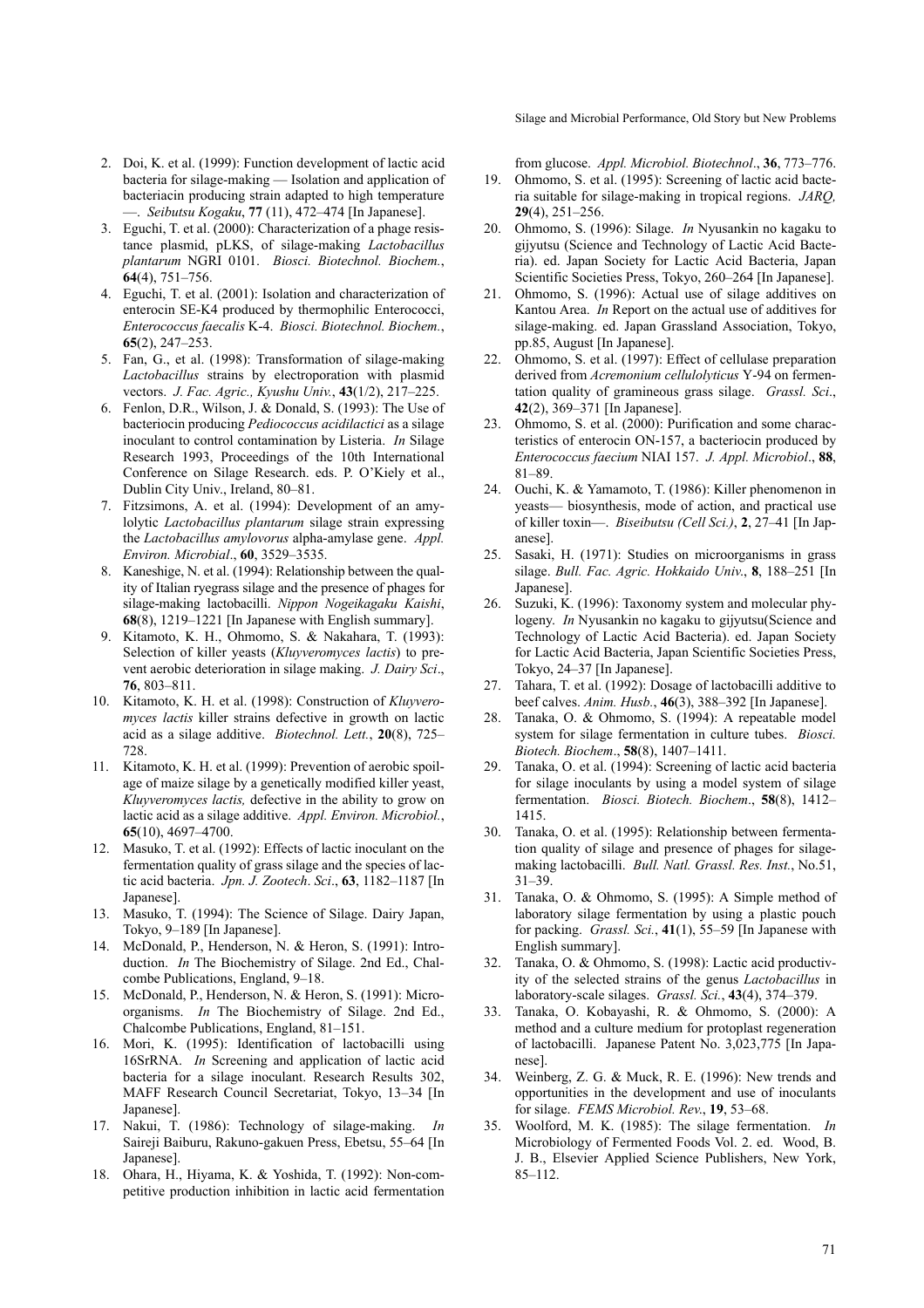2. Doi, K. et al. (1999): Function development of lactic acid bacteria for silage-making — Isolation and application of bacteriacin producing strain adapted to high temperature —. *Seibutsu Kogaku*, **77** (11), 472–474 [In Japanese].
3. Eguchi, T. et al. (2000): Characterization of a phage resistance plasmid, pLKS, of silage-making *Lactobacillus plantarum* NGRI 0101. *Biosci. Biotechnol. Biochem.*, **64**(4), 751–756.
4. Eguchi, T. et al. (2001): Isolation and characterization of enterocin SE-K4 produced by thermophilic Enterococci, *Enterococcus faecalis* K-4. *Biosci. Biotechnol. Biochem.*, **65**(2), 247–253.
5. Fan, G., et al. (1998): Transformation of silage-making *Lactobacillus* strains by electroporation with plasmid vectors. *J. Fac. Agric., Kyushu Univ.*, **43**(1/2), 217–225.
6. Fenlon, D.R., Wilson, J. & Donald, S. (1993): The Use of bacteriocin producing *Pediococcus acidilactici* as a silage inoculant to control contamination by Listeria. *In* Silage Research 1993, Proceedings of the 10th International Conference on Silage Research. eds. P. O'Kiely et al., Dublin City Univ., Ireland, 80–81.
7. Fitzsimons, A. et al. (1994): Development of an amylolytic *Lactobacillus plantarum* silage strain expressing the *Lactobacillus amylovorus* alpha-amylase gene. *Appl. Environ. Microbial*., **60**, 3529–3535.
8. Kaneshige, N. et al. (1994): Relationship between the quality of Italian ryegrass silage and the presence of phages for silage-making lactobacilli. *Nippon Nogeikagaku Kaishi*, **68**(8), 1219–1221 [In Japanese with English summary].
9. Kitamoto, K. H., Ohmomo, S. & Nakahara, T. (1993): Selection of killer yeasts (*Kluyveromyces lactis*) to prevent aerobic deterioration in silage making. *J. Dairy Sci*., **76**, 803–811.
10. Kitamoto, K. H. et al. (1998): Construction of *Kluyveromyces lactis* killer strains defective in growth on lactic acid as a silage additive. *Biotechnol. Lett.*, **20**(8), 725–728.
11. Kitamoto, K. H. et al. (1999): Prevention of aerobic spoilage of maize silage by a genetically modified killer yeast, *Kluyveromyces lactis,* defective in the ability to grow on lactic acid as a silage additive. *Appl. Environ. Microbiol.*, **65**(10), 4697–4700.
12. Masuko, T. et al. (1992): Effects of lactic inoculant on the fermentation quality of grass silage and the species of lactic acid bacteria. *Jpn. J. Zootech*. *Sci*., **63**, 1182–1187 [In Japanese].
13. Masuko, T. (1994): The Science of Silage. Dairy Japan, Tokyo, 9–189 [In Japanese].
14. McDonald, P., Henderson, N. & Heron, S. (1991): Introduction. *In* The Biochemistry of Silage. 2nd Ed., Chalcombe Publications, England, 9–18.
15. McDonald, P., Henderson, N. & Heron, S. (1991): Microorganisms. *In* The Biochemistry of Silage. 2nd Ed., Chalcombe Publications, England, 81–151.
16. Mori, K. (1995): Identification of lactobacilli using 16SrRNA. *In* Screening and application of lactic acid bacteria for a silage inoculant. Research Results 302, MAFF Research Council Secretariat, Tokyo, 13–34 [In Japanese].
17. Nakui, T. (1986): Technology of silage-making. *In* Saireji Baiburu, Rakuno-gakuen Press, Ebetsu, 55–64 [In Japanese].
18. Ohara, H., Hiyama, K. & Yoshida, T. (1992): Non-competitive production inhibition in lactic acid fermentation from glucose. *Appl. Microbiol. Biotechnol*., **36**, 773–776.
19. Ohmomo, S. et al. (1995): Screening of lactic acid bacteria suitable for silage-making in tropical regions. *JARQ,* **29**(4), 251–256.
20. Ohmomo, S. (1996): Silage. *In* Nyusankin no kagaku to gijyutsu (Science and Technology of Lactic Acid Bacteria). ed. Japan Society for Lactic Acid Bacteria, Japan Scientific Societies Press, Tokyo, 260–264 [In Japanese].
21. Ohmomo, S. (1996): Actual use of silage additives on Kantou Area. *In* Report on the actual use of additives for silage-making. ed. Japan Grassland Association, Tokyo, pp.85, August [In Japanese].
22. Ohmomo, S. et al. (1997): Effect of cellulase preparation derived from *Acremonium cellulolyticus* Y-94 on fermentation quality of gramineous grass silage. *Grassl. Sci*., **42**(2), 369–371 [In Japanese].
23. Ohmomo, S. et al. (2000): Purification and some characteristics of enterocin ON-157, a bacteriocin produced by *Enterococcus faecium* NIAI 157. *J. Appl. Microbiol*., **88**, 81–89.
24. Ouchi, K. & Yamamoto, T. (1986): Killer phenomenon in yeasts— biosynthesis, mode of action, and practical use of killer toxin—. *Biseibutsu (Cell Sci.)*, **2**, 27–41 [In Japanese].
25. Sasaki, H. (1971): Studies on microorganisms in grass silage. *Bull. Fac. Agric. Hokkaido Univ*., **8**, 188–251 [In Japanese].
26. Suzuki, K. (1996): Taxonomy system and molecular phylogeny. *In* Nyusankin no kagaku to gijyutsu(Science and Technology of Lactic Acid Bacteria). ed. Japan Society for Lactic Acid Bacteria, Japan Scientific Societies Press, Tokyo, 24–37 [In Japanese].
27. Tahara, T. et al. (1992): Dosage of lactobacilli additive to beef calves. *Anim. Husb.*, **46**(3), 388–392 [In Japanese].
28. Tanaka, O. & Ohmomo, S. (1994): A repeatable model system for silage fermentation in culture tubes. *Biosci. Biotech. Biochem*., **58**(8), 1407–1411.
29. Tanaka, O. et al. (1994): Screening of lactic acid bacteria for silage inoculants by using a model system of silage fermentation. *Biosci. Biotech. Biochem*., **58**(8), 1412–1415.
30. Tanaka, O. et al. (1995): Relationship between fermentation quality of silage and presence of phages for silage-making lactobacilli. *Bull. Natl. Grassl. Res. Inst.*, No.51, 31–39.
31. Tanaka, O. & Ohmomo, S. (1995): A Simple method of laboratory silage fermentation by using a plastic pouch for packing. *Grassl. Sci.*, **41**(1), 55–59 [In Japanese with English summary].
32. Tanaka, O. & Ohmomo, S. (1998): Lactic acid productivity of the selected strains of the genus *Lactobacillus* in laboratory-scale silages. *Grassl. Sci.*, **43**(4), 374–379.
33. Tanaka, O. Kobayashi, R. & Ohmomo, S. (2000): A method and a culture medium for protoplast regeneration of lactobacilli. Japanese Patent No. 3,023,775 [In Japanese].
34. Weinberg, Z. G. & Muck, R. E. (1996): New trends and opportunities in the development and use of inoculants for silage. *FEMS Microbiol. Rev*., **19**, 53–68.
35. Woolford, M. K. (1985): The silage fermentation. *In* Microbiology of Fermented Foods Vol. 2. ed. Wood, B. J. B., Elsevier Applied Science Publishers, New York, 85–112.